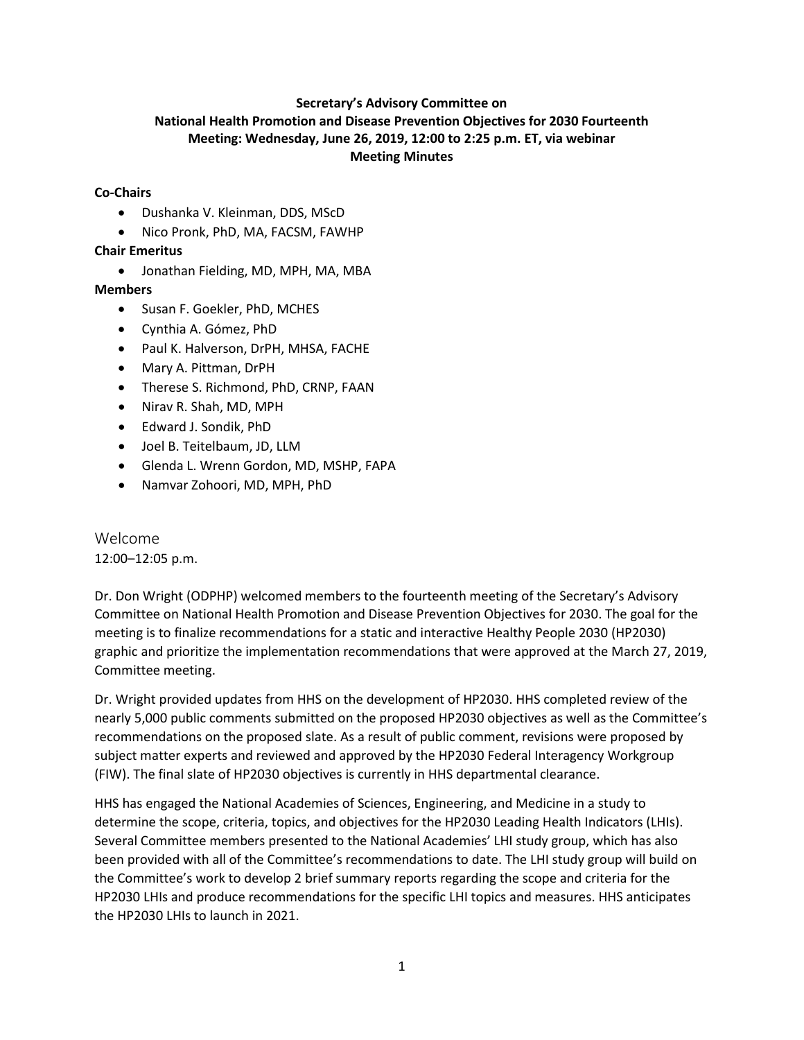**Secretary's Advisory Committee on National Health Promotion and Disease Prevention Objectives for 2030 Fourteenth Meeting: Wednesday, June 26, 2019, 12:00 to 2:25 p.m. ET, via webinar Meeting Minutes**

**Co-Chairs**

- Dushanka V. Kleinman, DDS, MScD
- Nico Pronk, PhD, MA, FACSM, FAWHP

**Chair Emeritus**

- Jonathan Fielding, MD, MPH, MA, MBA

**Members**

- Susan F. Goekler, PhD, MCHES
- Cynthia A. Gómez, PhD
- Paul K. Halverson, DrPH, MHSA, FACHE
- Mary A. Pittman, DrPH
- Therese S. Richmond, PhD, CRNP, FAAN
- Nirav R. Shah, MD, MPH
- Edward J. Sondik, PhD
- Joel B. Teitelbaum, JD, LLM
- Glenda L. Wrenn Gordon, MD, MSHP, FAPA
- Namvar Zohoori, MD, MPH, PhD

## Welcome

12:00–12:05 p.m.

Dr. Don Wright (ODPHP) welcomed members to the fourteenth meeting of the Secretary's Advisory Committee on National Health Promotion and Disease Prevention Objectives for 2030. The goal for the meeting is to finalize recommendations for a static and interactive Healthy People 2030 (HP2030) graphic and prioritize the implementation recommendations that were approved at the March 27, 2019, Committee meeting.

Dr. Wright provided updates from HHS on the development of HP2030. HHS completed review of the nearly 5,000 public comments submitted on the proposed HP2030 objectives as well as the Committee's recommendations on the proposed slate. As a result of public comment, revisions were proposed by subject matter experts and reviewed and approved by the HP2030 Federal Interagency Workgroup (FIW). The final slate of HP2030 objectives is currently in HHS departmental clearance.

HHS has engaged the National Academies of Sciences, Engineering, and Medicine in a study to determine the scope, criteria, topics, and objectives for the HP2030 Leading Health Indicators (LHIs). Several Committee members presented to the National Academies' LHI study group, which has also been provided with all of the Committee's recommendations to date. The LHI study group will build on the Committee's work to develop 2 brief summary reports regarding the scope and criteria for the HP2030 LHIs and produce recommendations for the specific LHI topics and measures. HHS anticipates the HP2030 LHIs to launch in 2021.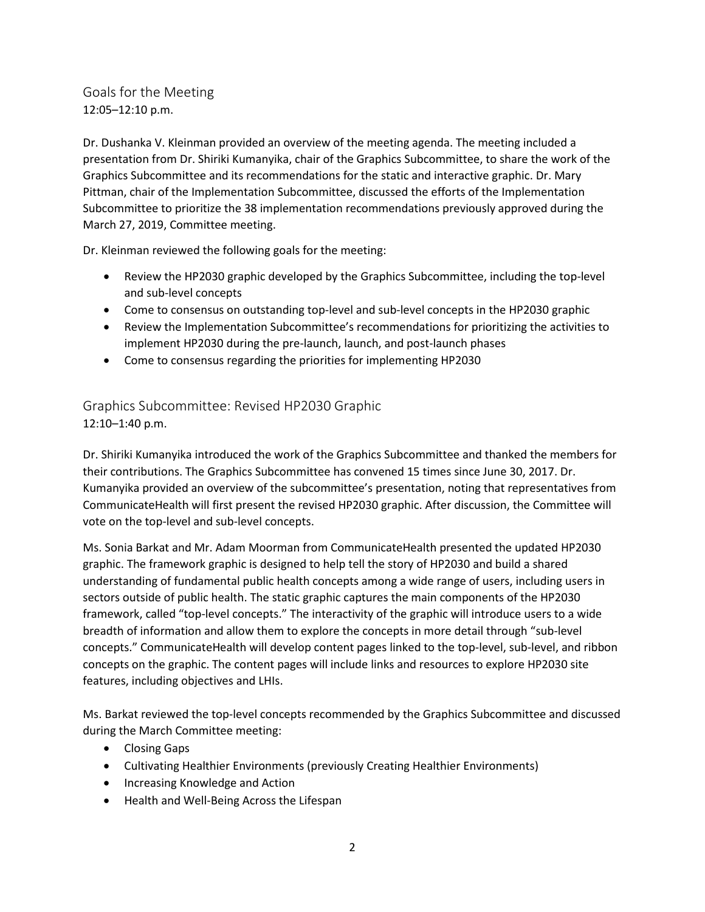## Goals for the Meeting

12:05–12:10 p.m.

Dr. Dushanka V. Kleinman provided an overview of the meeting agenda. The meeting included a presentation from Dr. Shiriki Kumanyika, chair of the Graphics Subcommittee, to share the work of the Graphics Subcommittee and its recommendations for the static and interactive graphic. Dr. Mary Pittman, chair of the Implementation Subcommittee, discussed the efforts of the Implementation Subcommittee to prioritize the 38 implementation recommendations previously approved during the March 27, 2019, Committee meeting.

Dr. Kleinman reviewed the following goals for the meeting:

- Review the HP2030 graphic developed by the Graphics Subcommittee, including the top-level and sub-level concepts
- Come to consensus on outstanding top-level and sub-level concepts in the HP2030 graphic
- Review the Implementation Subcommittee's recommendations for prioritizing the activities to implement HP2030 during the pre-launch, launch, and post-launch phases
- Come to consensus regarding the priorities for implementing HP2030

## Graphics Subcommittee: Revised HP2030 Graphic

12:10–1:40 p.m.

Dr. Shiriki Kumanyika introduced the work of the Graphics Subcommittee and thanked the members for their contributions. The Graphics Subcommittee has convened 15 times since June 30, 2017. Dr. Kumanyika provided an overview of the subcommittee's presentation, noting that representatives from CommunicateHealth will first present the revised HP2030 graphic. After discussion, the Committee will vote on the top-level and sub-level concepts.

Ms. Sonia Barkat and Mr. Adam Moorman from CommunicateHealth presented the updated HP2030 graphic. The framework graphic is designed to help tell the story of HP2030 and build a shared understanding of fundamental public health concepts among a wide range of users, including users in sectors outside of public health. The static graphic captures the main components of the HP2030 framework, called "top-level concepts." The interactivity of the graphic will introduce users to a wide breadth of information and allow them to explore the concepts in more detail through "sub-level concepts." CommunicateHealth will develop content pages linked to the top-level, sub-level, and ribbon concepts on the graphic. The content pages will include links and resources to explore HP2030 site features, including objectives and LHIs.

Ms. Barkat reviewed the top-level concepts recommended by the Graphics Subcommittee and discussed during the March Committee meeting:

- Closing Gaps
- Cultivating Healthier Environments (previously Creating Healthier Environments)
- Increasing Knowledge and Action
- Health and Well-Being Across the Lifespan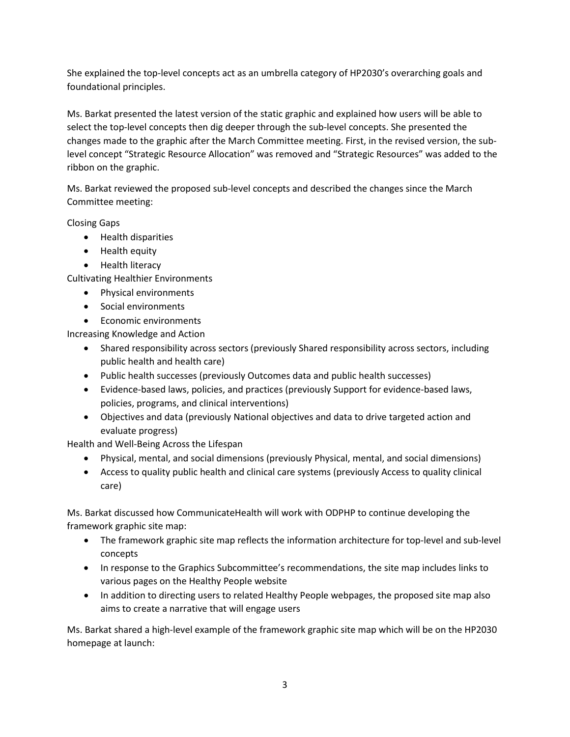She explained the top-level concepts act as an umbrella category of HP2030's overarching goals and foundational principles.

Ms. Barkat presented the latest version of the static graphic and explained how users will be able to select the top-level concepts then dig deeper through the sub-level concepts. She presented the changes made to the graphic after the March Committee meeting. First, in the revised version, the sub-level concept "Strategic Resource Allocation" was removed and "Strategic Resources" was added to the ribbon on the graphic.

Ms. Barkat reviewed the proposed sub-level concepts and described the changes since the March Committee meeting:

Closing Gaps

- Health disparities
- Health equity
- Health literacy

Cultivating Healthier Environments

- Physical environments
- Social environments
- Economic environments

Increasing Knowledge and Action

- Shared responsibility across sectors (previously Shared responsibility across sectors, including public health and health care)
- Public health successes (previously Outcomes data and public health successes)
- Evidence-based laws, policies, and practices (previously Support for evidence-based laws, policies, programs, and clinical interventions)
- Objectives and data (previously National objectives and data to drive targeted action and evaluate progress)

Health and Well-Being Across the Lifespan

- Physical, mental, and social dimensions (previously Physical, mental, and social dimensions)
- Access to quality public health and clinical care systems (previously Access to quality clinical care)

Ms. Barkat discussed how CommunicateHealth will work with ODPHP to continue developing the framework graphic site map:

- The framework graphic site map reflects the information architecture for top-level and sub-level concepts
- In response to the Graphics Subcommittee's recommendations, the site map includes links to various pages on the Healthy People website
- In addition to directing users to related Healthy People webpages, the proposed site map also aims to create a narrative that will engage users

Ms. Barkat shared a high-level example of the framework graphic site map which will be on the HP2030 homepage at launch: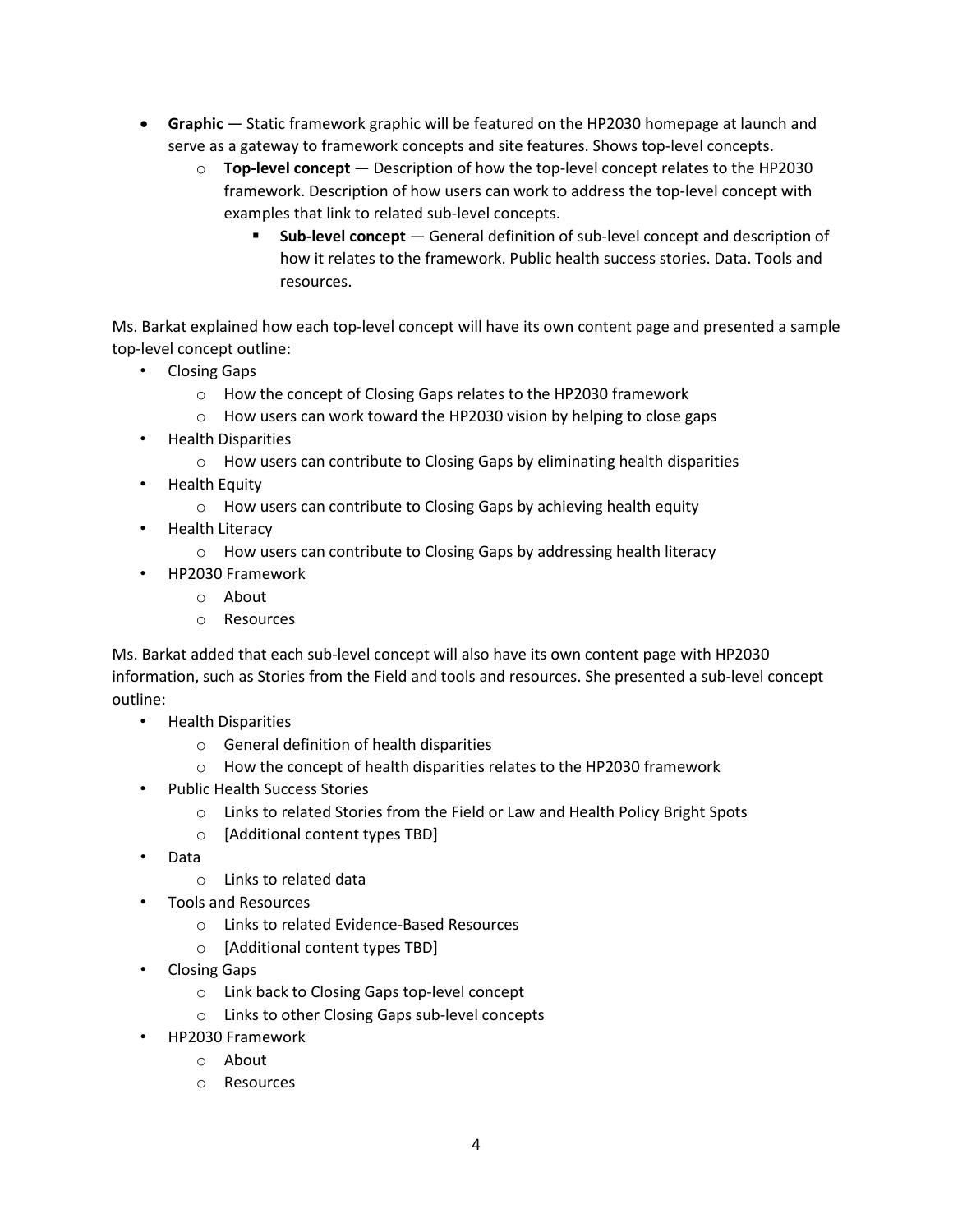- **Graphic** — Static framework graphic will be featured on the HP2030 homepage at launch and serve as a gateway to framework concepts and site features. Shows top-level concepts.
  - **Top-level concept** — Description of how the top-level concept relates to the HP2030 framework. Description of how users can work to address the top-level concept with examples that link to related sub-level concepts.
    - **Sub-level concept** — General definition of sub-level concept and description of how it relates to the framework. Public health success stories. Data. Tools and resources.

Ms. Barkat explained how each top-level concept will have its own content page and presented a sample top-level concept outline:

- Closing Gaps
  - How the concept of Closing Gaps relates to the HP2030 framework
  - How users can work toward the HP2030 vision by helping to close gaps
- Health Disparities
  - How users can contribute to Closing Gaps by eliminating health disparities
- Health Equity
  - How users can contribute to Closing Gaps by achieving health equity
- Health Literacy
  - How users can contribute to Closing Gaps by addressing health literacy
- HP2030 Framework
  - About
  - Resources

Ms. Barkat added that each sub-level concept will also have its own content page with HP2030 information, such as Stories from the Field and tools and resources. She presented a sub-level concept outline:

- Health Disparities
  - General definition of health disparities
  - How the concept of health disparities relates to the HP2030 framework
- Public Health Success Stories
  - Links to related Stories from the Field or Law and Health Policy Bright Spots
  - [Additional content types TBD]
- Data
  - Links to related data
- Tools and Resources
  - Links to related Evidence-Based Resources
  - [Additional content types TBD]
- Closing Gaps
  - Link back to Closing Gaps top-level concept
  - Links to other Closing Gaps sub-level concepts
- HP2030 Framework
  - About
  - Resources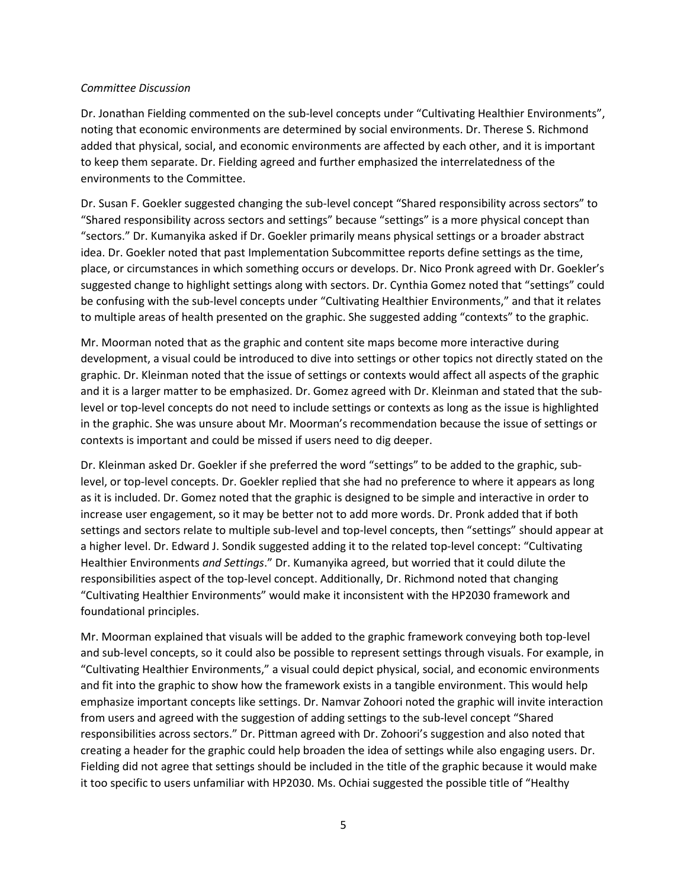*Committee Discussion*

Dr. Jonathan Fielding commented on the sub-level concepts under "Cultivating Healthier Environments", noting that economic environments are determined by social environments. Dr. Therese S. Richmond added that physical, social, and economic environments are affected by each other, and it is important to keep them separate. Dr. Fielding agreed and further emphasized the interrelatedness of the environments to the Committee.

Dr. Susan F. Goekler suggested changing the sub-level concept "Shared responsibility across sectors" to "Shared responsibility across sectors and settings" because "settings" is a more physical concept than "sectors." Dr. Kumanyika asked if Dr. Goekler primarily means physical settings or a broader abstract idea. Dr. Goekler noted that past Implementation Subcommittee reports define settings as the time, place, or circumstances in which something occurs or develops. Dr. Nico Pronk agreed with Dr. Goekler's suggested change to highlight settings along with sectors. Dr. Cynthia Gomez noted that "settings" could be confusing with the sub-level concepts under "Cultivating Healthier Environments," and that it relates to multiple areas of health presented on the graphic. She suggested adding "contexts" to the graphic.

Mr. Moorman noted that as the graphic and content site maps become more interactive during development, a visual could be introduced to dive into settings or other topics not directly stated on the graphic. Dr. Kleinman noted that the issue of settings or contexts would affect all aspects of the graphic and it is a larger matter to be emphasized. Dr. Gomez agreed with Dr. Kleinman and stated that the sub-level or top-level concepts do not need to include settings or contexts as long as the issue is highlighted in the graphic. She was unsure about Mr. Moorman's recommendation because the issue of settings or contexts is important and could be missed if users need to dig deeper.

Dr. Kleinman asked Dr. Goekler if she preferred the word "settings" to be added to the graphic, sub-level, or top-level concepts. Dr. Goekler replied that she had no preference to where it appears as long as it is included. Dr. Gomez noted that the graphic is designed to be simple and interactive in order to increase user engagement, so it may be better not to add more words. Dr. Pronk added that if both settings and sectors relate to multiple sub-level and top-level concepts, then "settings" should appear at a higher level. Dr. Edward J. Sondik suggested adding it to the related top-level concept: "Cultivating Healthier Environments *and Settings*." Dr. Kumanyika agreed, but worried that it could dilute the responsibilities aspect of the top-level concept. Additionally, Dr. Richmond noted that changing "Cultivating Healthier Environments" would make it inconsistent with the HP2030 framework and foundational principles.

Mr. Moorman explained that visuals will be added to the graphic framework conveying both top-level and sub-level concepts, so it could also be possible to represent settings through visuals. For example, in "Cultivating Healthier Environments," a visual could depict physical, social, and economic environments and fit into the graphic to show how the framework exists in a tangible environment. This would help emphasize important concepts like settings. Dr. Namvar Zohoori noted the graphic will invite interaction from users and agreed with the suggestion of adding settings to the sub-level concept "Shared responsibilities across sectors." Dr. Pittman agreed with Dr. Zohoori's suggestion and also noted that creating a header for the graphic could help broaden the idea of settings while also engaging users. Dr. Fielding did not agree that settings should be included in the title of the graphic because it would make it too specific to users unfamiliar with HP2030. Ms. Ochiai suggested the possible title of "Healthy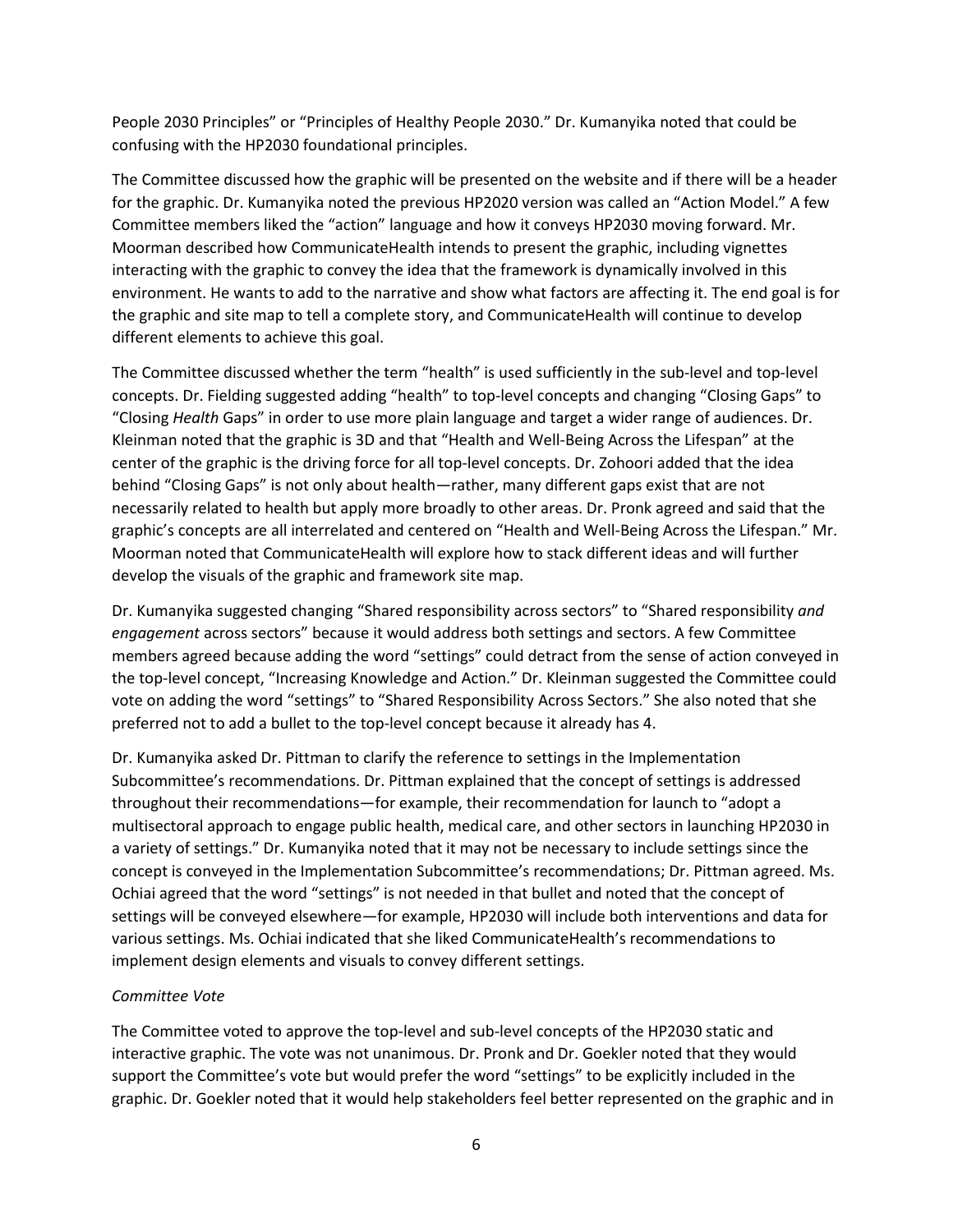People 2030 Principles" or "Principles of Healthy People 2030." Dr. Kumanyika noted that could be confusing with the HP2030 foundational principles.

The Committee discussed how the graphic will be presented on the website and if there will be a header for the graphic. Dr. Kumanyika noted the previous HP2020 version was called an "Action Model." A few Committee members liked the "action" language and how it conveys HP2030 moving forward. Mr. Moorman described how CommunicateHealth intends to present the graphic, including vignettes interacting with the graphic to convey the idea that the framework is dynamically involved in this environment. He wants to add to the narrative and show what factors are affecting it. The end goal is for the graphic and site map to tell a complete story, and CommunicateHealth will continue to develop different elements to achieve this goal.

The Committee discussed whether the term "health" is used sufficiently in the sub-level and top-level concepts. Dr. Fielding suggested adding "health" to top-level concepts and changing "Closing Gaps" to "Closing *Health* Gaps" in order to use more plain language and target a wider range of audiences. Dr. Kleinman noted that the graphic is 3D and that "Health and Well-Being Across the Lifespan" at the center of the graphic is the driving force for all top-level concepts. Dr. Zohoori added that the idea behind "Closing Gaps" is not only about health—rather, many different gaps exist that are not necessarily related to health but apply more broadly to other areas. Dr. Pronk agreed and said that the graphic's concepts are all interrelated and centered on "Health and Well-Being Across the Lifespan." Mr. Moorman noted that CommunicateHealth will explore how to stack different ideas and will further develop the visuals of the graphic and framework site map.

Dr. Kumanyika suggested changing "Shared responsibility across sectors" to "Shared responsibility *and engagement* across sectors" because it would address both settings and sectors. A few Committee members agreed because adding the word "settings" could detract from the sense of action conveyed in the top-level concept, "Increasing Knowledge and Action." Dr. Kleinman suggested the Committee could vote on adding the word "settings" to "Shared Responsibility Across Sectors." She also noted that she preferred not to add a bullet to the top-level concept because it already has 4.

Dr. Kumanyika asked Dr. Pittman to clarify the reference to settings in the Implementation Subcommittee's recommendations. Dr. Pittman explained that the concept of settings is addressed throughout their recommendations—for example, their recommendation for launch to "adopt a multisectoral approach to engage public health, medical care, and other sectors in launching HP2030 in a variety of settings." Dr. Kumanyika noted that it may not be necessary to include settings since the concept is conveyed in the Implementation Subcommittee's recommendations; Dr. Pittman agreed. Ms. Ochiai agreed that the word "settings" is not needed in that bullet and noted that the concept of settings will be conveyed elsewhere—for example, HP2030 will include both interventions and data for various settings. Ms. Ochiai indicated that she liked CommunicateHealth's recommendations to implement design elements and visuals to convey different settings.

*Committee Vote*

The Committee voted to approve the top-level and sub-level concepts of the HP2030 static and interactive graphic. The vote was not unanimous. Dr. Pronk and Dr. Goekler noted that they would support the Committee's vote but would prefer the word "settings" to be explicitly included in the graphic. Dr. Goekler noted that it would help stakeholders feel better represented on the graphic and in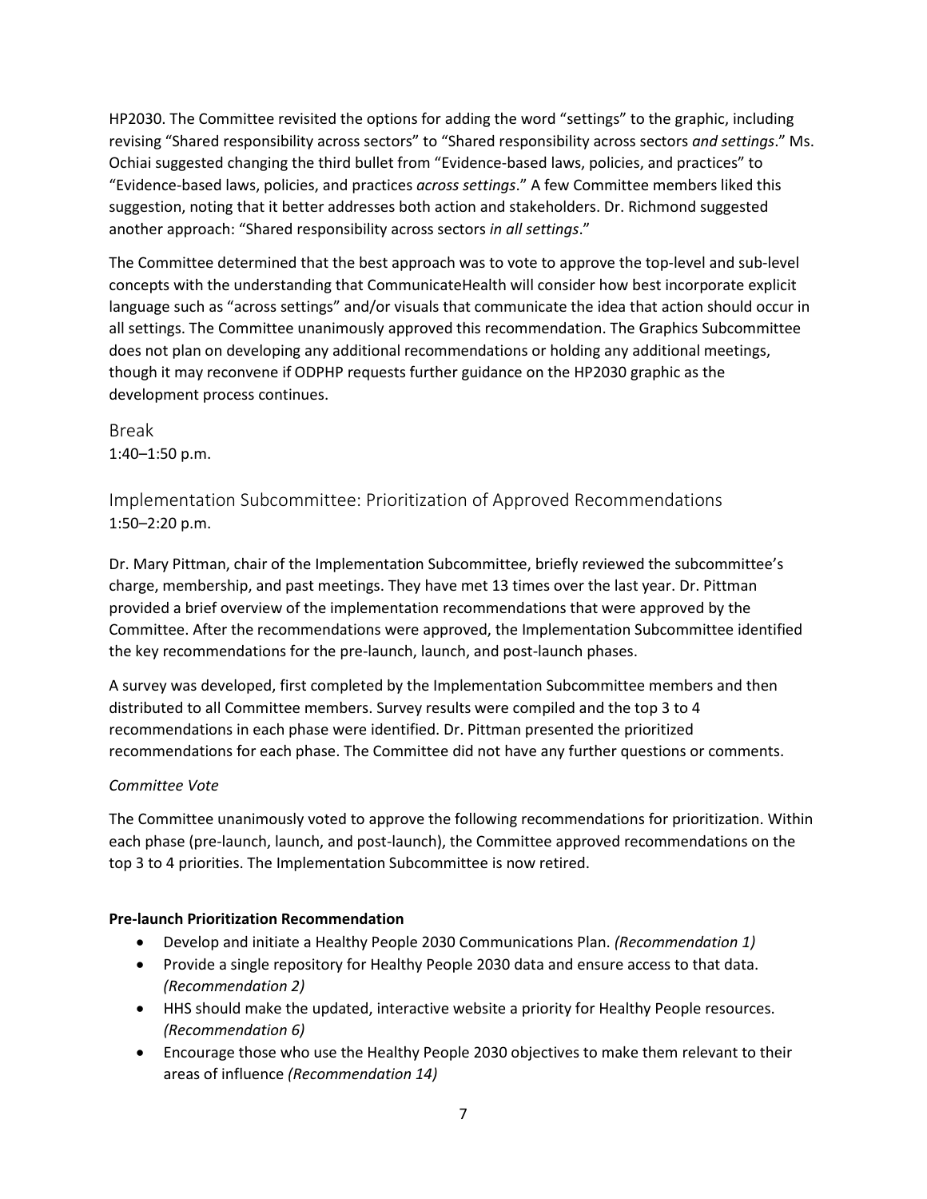HP2030. The Committee revisited the options for adding the word "settings" to the graphic, including revising "Shared responsibility across sectors" to "Shared responsibility across sectors *and settings*." Ms. Ochiai suggested changing the third bullet from "Evidence-based laws, policies, and practices" to "Evidence-based laws, policies, and practices *across settings*." A few Committee members liked this suggestion, noting that it better addresses both action and stakeholders. Dr. Richmond suggested another approach: "Shared responsibility across sectors *in all settings*."

The Committee determined that the best approach was to vote to approve the top-level and sub-level concepts with the understanding that CommunicateHealth will consider how best incorporate explicit language such as "across settings" and/or visuals that communicate the idea that action should occur in all settings. The Committee unanimously approved this recommendation. The Graphics Subcommittee does not plan on developing any additional recommendations or holding any additional meetings, though it may reconvene if ODPHP requests further guidance on the HP2030 graphic as the development process continues.

## Break

1:40–1:50 p.m.

## Implementation Subcommittee: Prioritization of Approved Recommendations

1:50–2:20 p.m.

Dr. Mary Pittman, chair of the Implementation Subcommittee, briefly reviewed the subcommittee's charge, membership, and past meetings. They have met 13 times over the last year. Dr. Pittman provided a brief overview of the implementation recommendations that were approved by the Committee. After the recommendations were approved, the Implementation Subcommittee identified the key recommendations for the pre-launch, launch, and post-launch phases.

A survey was developed, first completed by the Implementation Subcommittee members and then distributed to all Committee members. Survey results were compiled and the top 3 to 4 recommendations in each phase were identified. Dr. Pittman presented the prioritized recommendations for each phase. The Committee did not have any further questions or comments.

*Committee Vote*

The Committee unanimously voted to approve the following recommendations for prioritization. Within each phase (pre-launch, launch, and post-launch), the Committee approved recommendations on the top 3 to 4 priorities. The Implementation Subcommittee is now retired.

**Pre-launch Prioritization Recommendation**

- Develop and initiate a Healthy People 2030 Communications Plan. *(Recommendation 1)*
- Provide a single repository for Healthy People 2030 data and ensure access to that data. *(Recommendation 2)*
- HHS should make the updated, interactive website a priority for Healthy People resources. *(Recommendation 6)*
- Encourage those who use the Healthy People 2030 objectives to make them relevant to their areas of influence *(Recommendation 14)*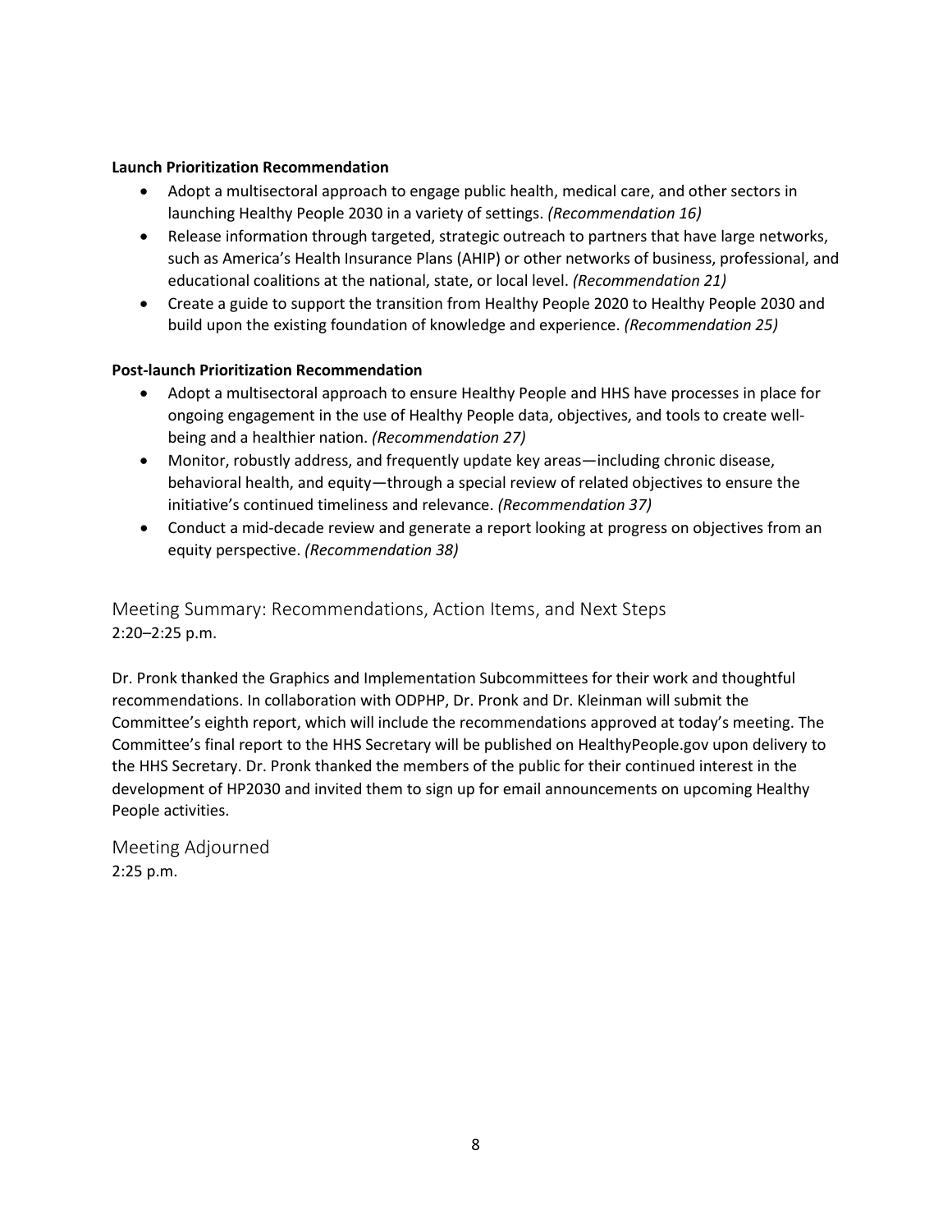**Launch Prioritization Recommendation**

- Adopt a multisectoral approach to engage public health, medical care, and other sectors in launching Healthy People 2030 in a variety of settings. *(Recommendation 16)*
- Release information through targeted, strategic outreach to partners that have large networks, such as America's Health Insurance Plans (AHIP) or other networks of business, professional, and educational coalitions at the national, state, or local level. *(Recommendation 21)*
- Create a guide to support the transition from Healthy People 2020 to Healthy People 2030 and build upon the existing foundation of knowledge and experience. *(Recommendation 25)*

**Post-launch Prioritization Recommendation**

- Adopt a multisectoral approach to ensure Healthy People and HHS have processes in place for ongoing engagement in the use of Healthy People data, objectives, and tools to create well-being and a healthier nation. *(Recommendation 27)*
- Monitor, robustly address, and frequently update key areas—including chronic disease, behavioral health, and equity—through a special review of related objectives to ensure the initiative's continued timeliness and relevance. *(Recommendation 37)*
- Conduct a mid-decade review and generate a report looking at progress on objectives from an equity perspective. *(Recommendation 38)*

## Meeting Summary: Recommendations, Action Items, and Next Steps

2:20–2:25 p.m.

Dr. Pronk thanked the Graphics and Implementation Subcommittees for their work and thoughtful recommendations. In collaboration with ODPHP, Dr. Pronk and Dr. Kleinman will submit the Committee's eighth report, which will include the recommendations approved at today's meeting. The Committee's final report to the HHS Secretary will be published on HealthyPeople.gov upon delivery to the HHS Secretary. Dr. Pronk thanked the members of the public for their continued interest in the development of HP2030 and invited them to sign up for email announcements on upcoming Healthy People activities.

## Meeting Adjourned

2:25 p.m.